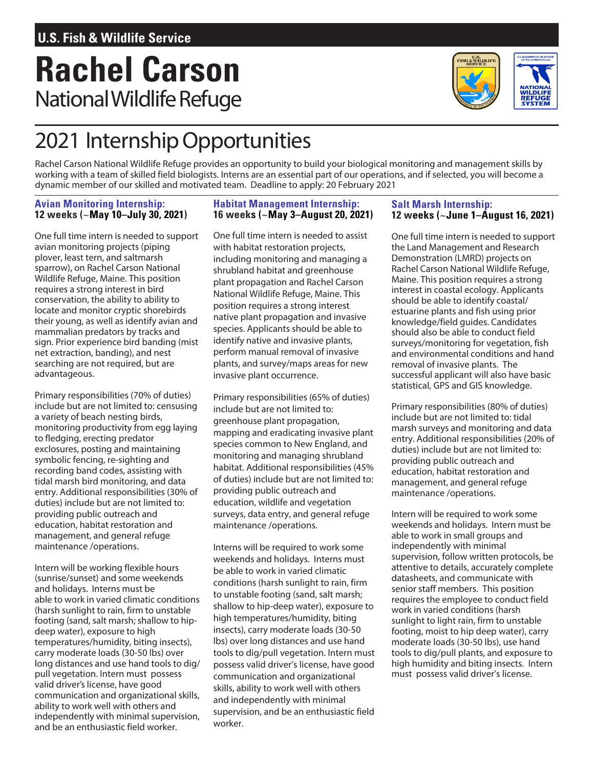U.S. Fish & Wildlife Service

# Rachel Carson

National Wildlife Refuge

## 2021 Internship Opportunities

Rachel Carson National Wildlife Refuge provides an opportunity to build your biological monitoring and management skills by working with a team of skilled field biologists. Interns are an essential part of our operations, and if selected, you will become a dynamic member of our skilled and motivated team. Deadline to apply: 20 February 2021

### Avian Monitoring Internship:
**12 weeks (~May 10–July 30, 2021)**

One full time intern is needed to support avian monitoring projects (piping plover, least tern, and saltmarsh sparrow), on Rachel Carson National Wildlife Refuge, Maine. This position requires a strong interest in bird conservation, the ability to ability to locate and monitor cryptic shorebirds their young, as well as identify avian and mammalian predators by tracks and sign. Prior experience bird banding (mist net extraction, banding), and nest searching are not required, but are advantageous.

Primary responsibilities (70% of duties) include but are not limited to: censusing a variety of beach nesting birds, monitoring productivity from egg laying to fledging, erecting predator exclosures, posting and maintaining symbolic fencing, re-sighting and recording band codes, assisting with tidal marsh bird monitoring, and data entry. Additional responsibilities (30% of duties) include but are not limited to: providing public outreach and education, habitat restoration and management, and general refuge maintenance /operations.

Intern will be working flexible hours (sunrise/sunset) and some weekends and holidays. Interns must be able to work in varied climatic conditions (harsh sunlight to rain, firm to unstable footing (sand, salt marsh; shallow to hip-deep water), exposure to high temperatures/humidity, biting insects), carry moderate loads (30-50 lbs) over long distances and use hand tools to dig/pull vegetation. Intern must possess valid driver's license, have good communication and organizational skills, ability to work well with others and independently with minimal supervision, and be an enthusiastic field worker.

### Habitat Management Internship:
**16 weeks (~May 3–August 20, 2021)**

One full time intern is needed to assist with habitat restoration projects, including monitoring and managing a shrubland habitat and greenhouse plant propagation and Rachel Carson National Wildlife Refuge, Maine. This position requires a strong interest native plant propagation and invasive species. Applicants should be able to identify native and invasive plants, perform manual removal of invasive plants, and survey/maps areas for new invasive plant occurrence.

Primary responsibilities (65% of duties) include but are not limited to: greenhouse plant propagation, mapping and eradicating invasive plant species common to New England, and monitoring and managing shrubland habitat. Additional responsibilities (45% of duties) include but are not limited to: providing public outreach and education, wildlife and vegetation surveys, data entry, and general refuge maintenance /operations.

Interns will be required to work some weekends and holidays. Interns must be able to work in varied climatic conditions (harsh sunlight to rain, firm to unstable footing (sand, salt marsh; shallow to hip-deep water), exposure to high temperatures/humidity, biting insects), carry moderate loads (30-50 lbs) over long distances and use hand tools to dig/pull vegetation. Intern must possess valid driver's license, have good communication and organizational skills, ability to work well with others and independently with minimal supervision, and be an enthusiastic field worker.

### Salt Marsh Internship:
**12 weeks (~June 1–August 16, 2021)**

One full time intern is needed to support the Land Management and Research Demonstration (LMRD) projects on Rachel Carson National Wildlife Refuge, Maine. This position requires a strong interest in coastal ecology. Applicants should be able to identify coastal/estuarine plants and fish using prior knowledge/field guides. Candidates should also be able to conduct field surveys/monitoring for vegetation, fish and environmental conditions and hand removal of invasive plants. The successful applicant will also have basic statistical, GPS and GIS knowledge.

Primary responsibilities (80% of duties) include but are not limited to: tidal marsh surveys and monitoring and data entry. Additional responsibilities (20% of duties) include but are not limited to: providing public outreach and education, habitat restoration and management, and general refuge maintenance /operations.

Intern will be required to work some weekends and holidays. Intern must be able to work in small groups and independently with minimal supervision, follow written protocols, be attentive to details, accurately complete datasheets, and communicate with senior staff members. This position requires the employee to conduct field work in varied conditions (harsh sunlight to light rain, firm to unstable footing, moist to hip deep water), carry moderate loads (30-50 lbs), use hand tools to dig/pull plants, and exposure to high humidity and biting insects. Intern must possess valid driver's license.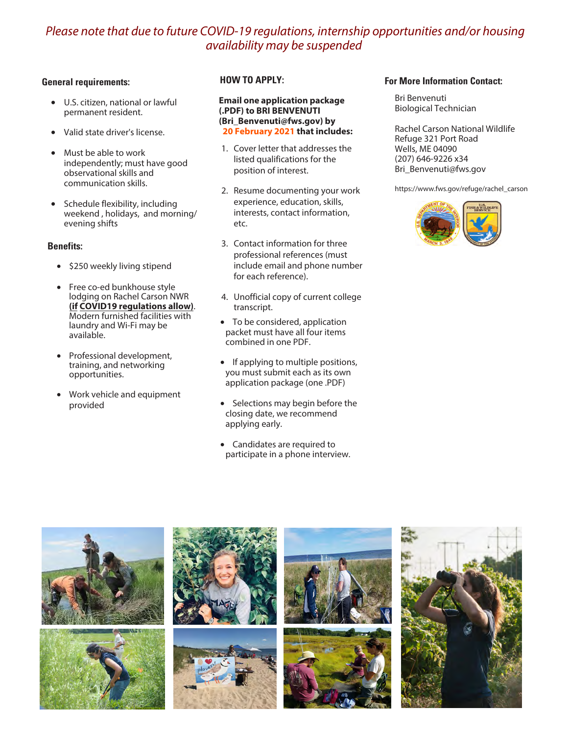*Please note that due to future COVID-19 regulations, internship opportunities and/or housing availability may be suspended*

### General requirements:

- U.S. citizen, national or lawful permanent resident.
- Valid state driver's license.
- Must be able to work independently; must have good observational skills and communication skills.
- Schedule flexibility, including weekend , holidays, and morning/ evening shifts

### Benefits:

- $250 weekly living stipend
- Free co-ed bunkhouse style lodging on Rachel Carson NWR **(if COVID19 regulations allow)**. Modern furnished facilities with laundry and Wi-Fi may be available.
- Professional development, training, and networking opportunities.
- Work vehicle and equipment provided

### HOW TO APPLY:

**Email one application package (.PDF) to BRI BENVENUTI (Bri_Benvenuti@fws.gov) by 20 February 2021 that includes:**

1. Cover letter that addresses the listed qualifications for the position of interest.
2. Resume documenting your work experience, education, skills, interests, contact information, etc.
3. Contact information for three professional references (must include email and phone number for each reference).
4. Unofficial copy of current college transcript.

- To be considered, application packet must have all four items combined in one PDF.
- If applying to multiple positions, you must submit each as its own application package (one .PDF)
- Selections may begin before the closing date, we recommend applying early.
- Candidates are required to participate in a phone interview.

### For More Information Contact:

Bri Benvenuti
Biological Technician

Rachel Carson National Wildlife Refuge 321 Port Road
Wells, ME 04090
(207) 646-9226 x34
Bri_Benvenuti@fws.gov

https://www.fws.gov/refuge/rachel_carson